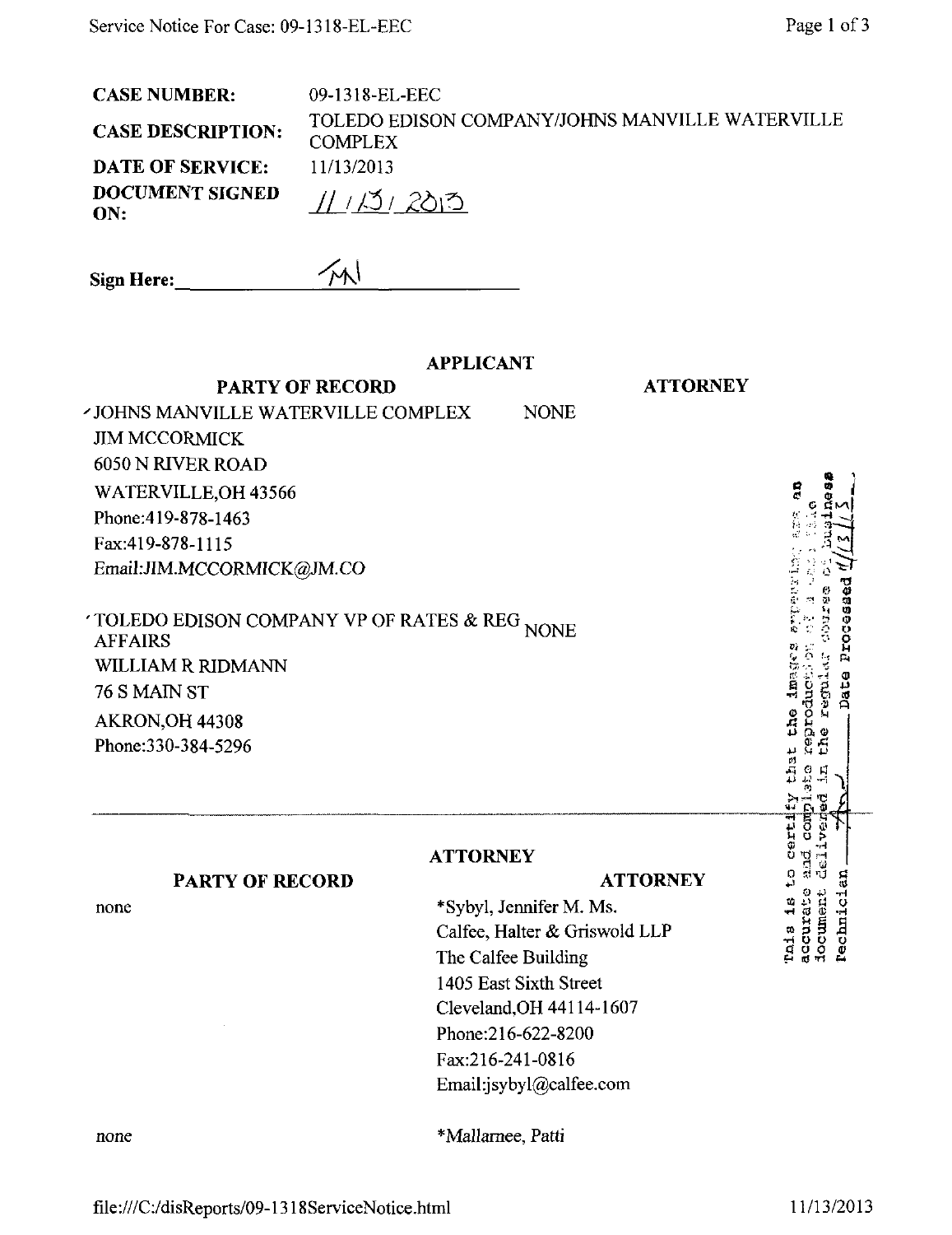**CASE NUMBER:** 09-1318-EL-EEC

**CASE DESCRIPTION:** TOLEDO EDISON COMPANY/JOHNS MANVILLE WATERVILLE COMPLEX

**DATE OF SERVICE:** 11/13/2013

**DOCUMENT SIGNED ON:** 11/13/2013

**Sign Here:** MN

## APPLICANT

| PARTY OF RECORD | ATTORNEY |
|---|---|
| JOHNS MANVILLE WATERVILLE COMPLEX<br>JIM MCCORMICK<br>6050 N RIVER ROAD<br>WATERVILLE,OH 43566<br>Phone:419-878-1463<br>Fax:419-878-1115<br>Email:JIM.MCCORMICK@JM.CO | NONE |
| TOLEDO EDISON COMPANY VP OF RATES & REG AFFAIRS<br>WILLIAM R RIDMANN<br>76 S MAIN ST<br>AKRON,OH 44308<br>Phone:330-384-5296 | NONE |

This is to certify that the images appearing are an accurate and complete reproduction of a case file document delivered in the regular course of business Technician ___ Date Processed 11/13/13

## ATTORNEY

| PARTY OF RECORD | ATTORNEY |
|---|---|
| none | *Sybyl, Jennifer M. Ms.<br>Calfee, Halter & Griswold LLP<br>The Calfee Building<br>1405 East Sixth Street<br>Cleveland,OH 44114-1607<br>Phone:216-622-8200<br>Fax:216-241-0816<br>Email:jsybyl@calfee.com |
| none | *Mallarnee, Patti |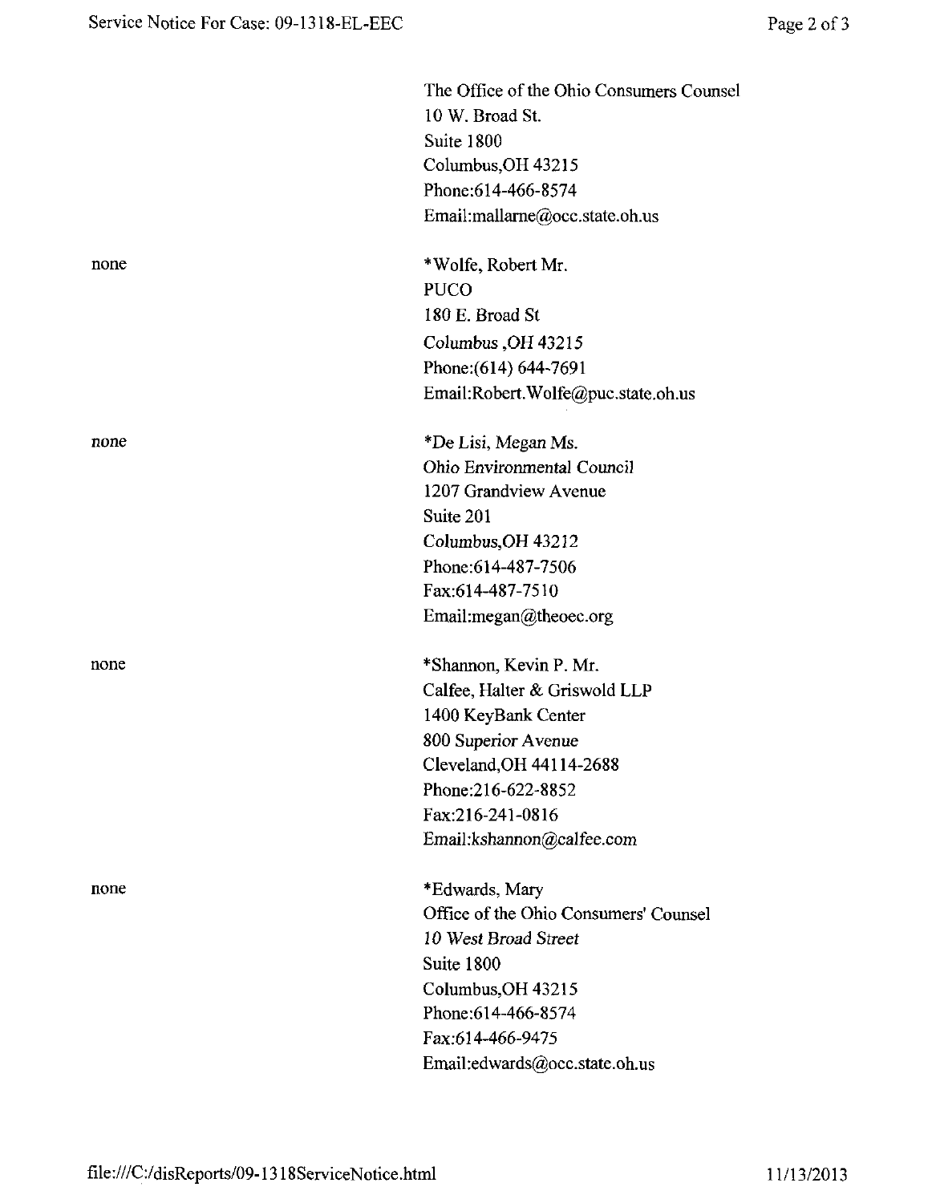The Office of the Ohio Consumers Counsel
10 W. Broad St.
Suite 1800
Columbus,OH 43215
Phone:614-466-8574
Email:mallarne@occ.state.oh.us

none

*Wolfe, Robert Mr.
PUCO
180 E. Broad St
Columbus ,OH 43215
Phone:(614) 644-7691
Email:Robert.Wolfe@puc.state.oh.us

none

*De Lisi, Megan Ms.
Ohio Environmental Council
1207 Grandview Avenue
Suite 201
Columbus,OH 43212
Phone:614-487-7506
Fax:614-487-7510
Email:megan@theoec.org

none

*Shannon, Kevin P. Mr.
Calfee, Halter & Griswold LLP
1400 KeyBank Center
800 Superior Avenue
Cleveland,OH 44114-2688
Phone:216-622-8852
Fax:216-241-0816
Email:kshannon@calfee.com

none

*Edwards, Mary
Office of the Ohio Consumers' Counsel
10 West Broad Street
Suite 1800
Columbus,OH 43215
Phone:614-466-8574
Fax:614-466-9475
Email:edwards@occ.state.oh.us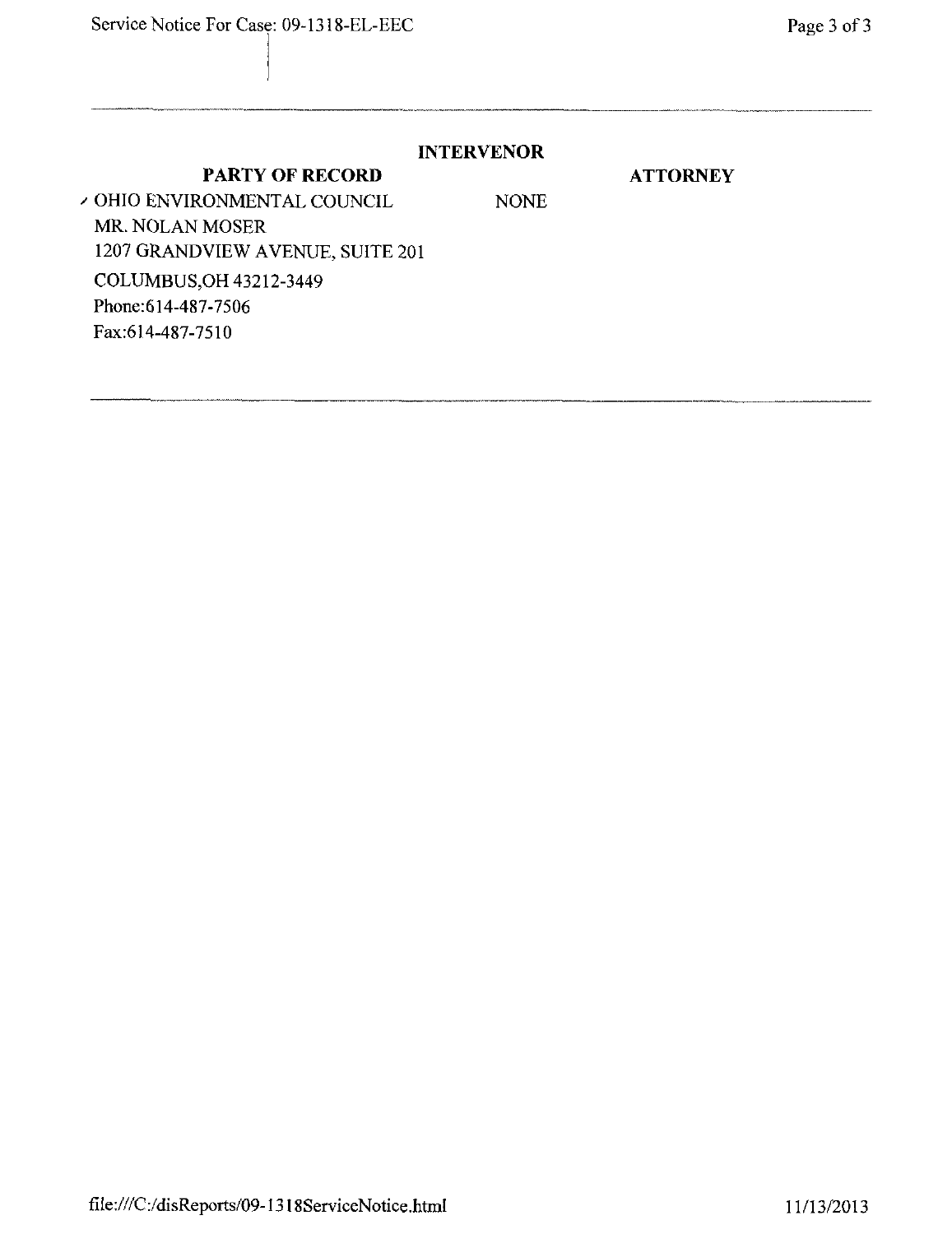## INTERVENOR

| PARTY OF RECORD | | ATTORNEY |
|---|---|---|
| ✓ OHIO ENVIRONMENTAL COUNCIL<br>MR. NOLAN MOSER<br>1207 GRANDVIEW AVENUE, SUITE 201<br>COLUMBUS,OH 43212-3449<br>Phone:614-487-7506<br>Fax:614-487-7510 | NONE | |